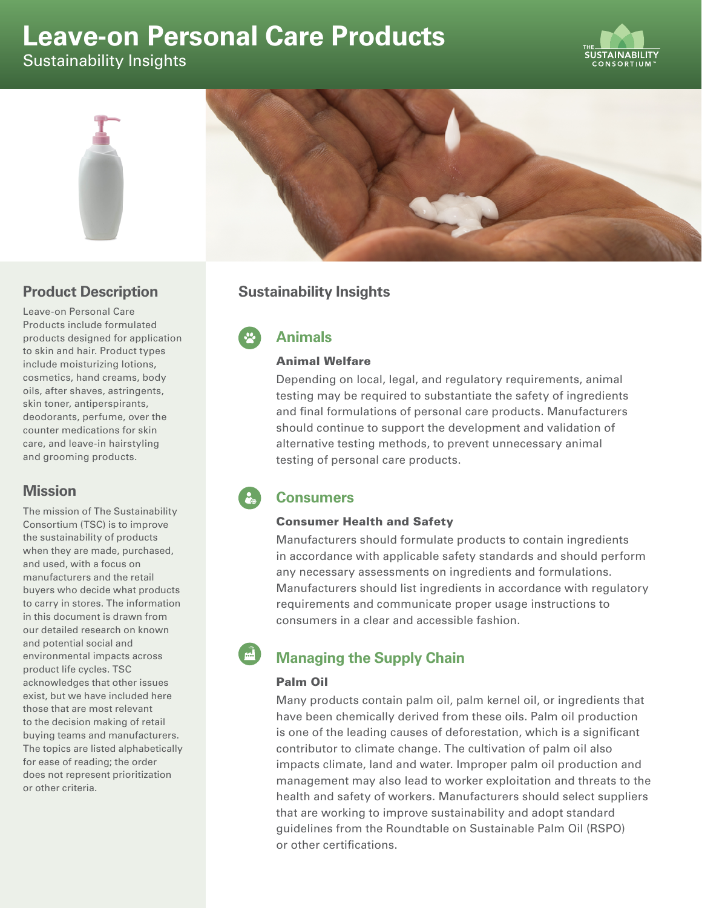# Leave-on Personal Care Products

Sustainability Insights

## Product Description

Leave-on Personal Care Products include formulated products designed for application to skin and hair. Product types include moisturizing lotions, cosmetics, hand creams, body oils, after shaves, astringents, skin toner, antiperspirants, deodorants, perfume, over the counter medications for skin care, and leave-in hairstyling and grooming products.

## Mission

The mission of The Sustainability Consortium (TSC) is to improve the sustainability of products when they are made, purchased, and used, with a focus on manufacturers and the retail buyers who decide what products to carry in stores. The information in this document is drawn from our detailed research on known and potential social and environmental impacts across product life cycles. TSC acknowledges that other issues exist, but we have included here those that are most relevant to the decision making of retail buying teams and manufacturers. The topics are listed alphabetically for ease of reading; the order does not represent prioritization or other criteria.

## Sustainability Insights

### Animals

#### Animal Welfare

Depending on local, legal, and regulatory requirements, animal testing may be required to substantiate the safety of ingredients and final formulations of personal care products. Manufacturers should continue to support the development and validation of alternative testing methods, to prevent unnecessary animal testing of personal care products.

### Consumers

#### Consumer Health and Safety

Manufacturers should formulate products to contain ingredients in accordance with applicable safety standards and should perform any necessary assessments on ingredients and formulations. Manufacturers should list ingredients in accordance with regulatory requirements and communicate proper usage instructions to consumers in a clear and accessible fashion.

### Managing the Supply Chain

#### Palm Oil

Many products contain palm oil, palm kernel oil, or ingredients that have been chemically derived from these oils. Palm oil production is one of the leading causes of deforestation, which is a significant contributor to climate change. The cultivation of palm oil also impacts climate, land and water. Improper palm oil production and management may also lead to worker exploitation and threats to the health and safety of workers. Manufacturers should select suppliers that are working to improve sustainability and adopt standard guidelines from the Roundtable on Sustainable Palm Oil (RSPO) or other certifications.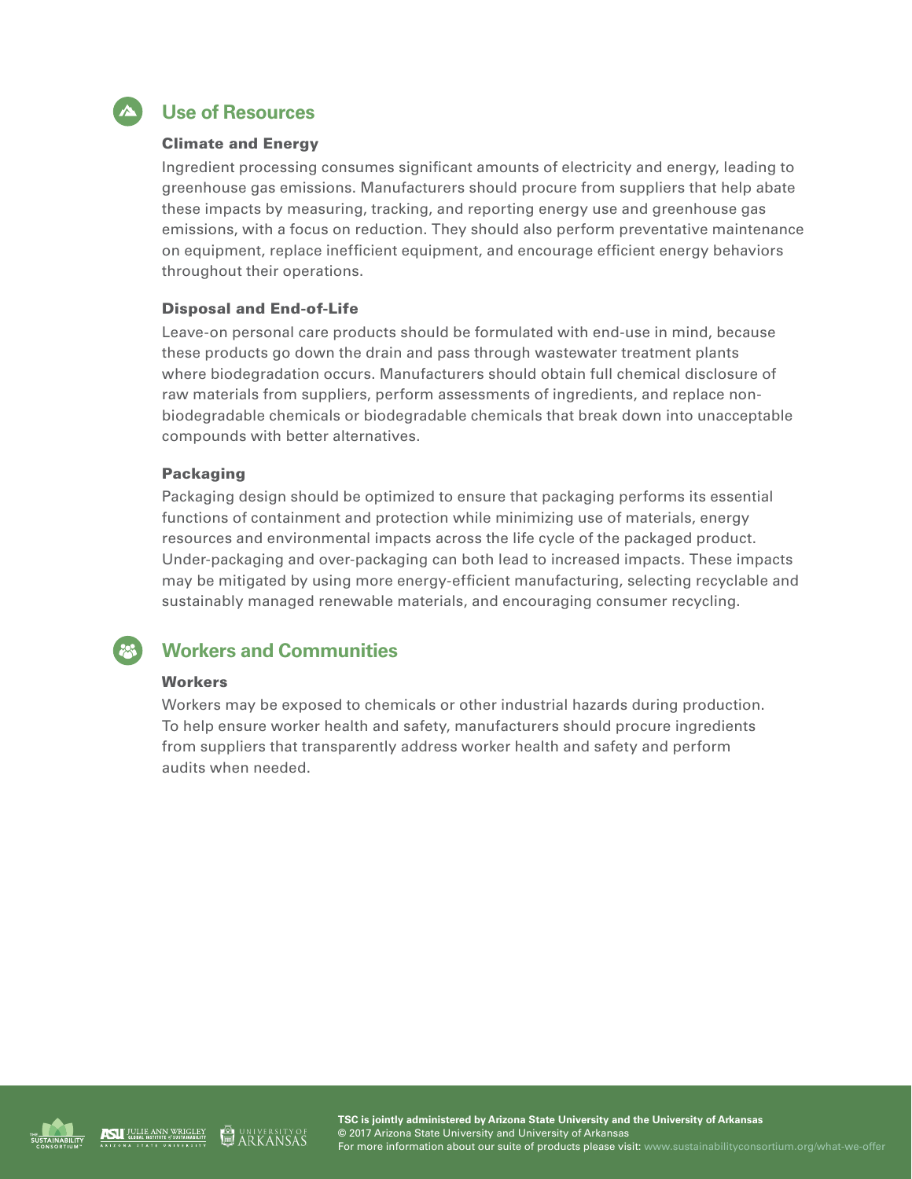## Use of Resources

### Climate and Energy

Ingredient processing consumes significant amounts of electricity and energy, leading to greenhouse gas emissions. Manufacturers should procure from suppliers that help abate these impacts by measuring, tracking, and reporting energy use and greenhouse gas emissions, with a focus on reduction. They should also perform preventative maintenance on equipment, replace inefficient equipment, and encourage efficient energy behaviors throughout their operations.

### Disposal and End-of-Life

Leave-on personal care products should be formulated with end-use in mind, because these products go down the drain and pass through wastewater treatment plants where biodegradation occurs. Manufacturers should obtain full chemical disclosure of raw materials from suppliers, perform assessments of ingredients, and replace non-biodegradable chemicals or biodegradable chemicals that break down into unacceptable compounds with better alternatives.

### Packaging

Packaging design should be optimized to ensure that packaging performs its essential functions of containment and protection while minimizing use of materials, energy resources and environmental impacts across the life cycle of the packaged product. Under-packaging and over-packaging can both lead to increased impacts. These impacts may be mitigated by using more energy-efficient manufacturing, selecting recyclable and sustainably managed renewable materials, and encouraging consumer recycling.

## Workers and Communities

### Workers

Workers may be exposed to chemicals or other industrial hazards during production. To help ensure worker health and safety, manufacturers should procure ingredients from suppliers that transparently address worker health and safety and perform audits when needed.

**TSC is jointly administered by Arizona State University and the University of Arkansas**
© 2017 Arizona State University and University of Arkansas
For more information about our suite of products please visit: www.sustainabilityconsortium.org/what-we-offer